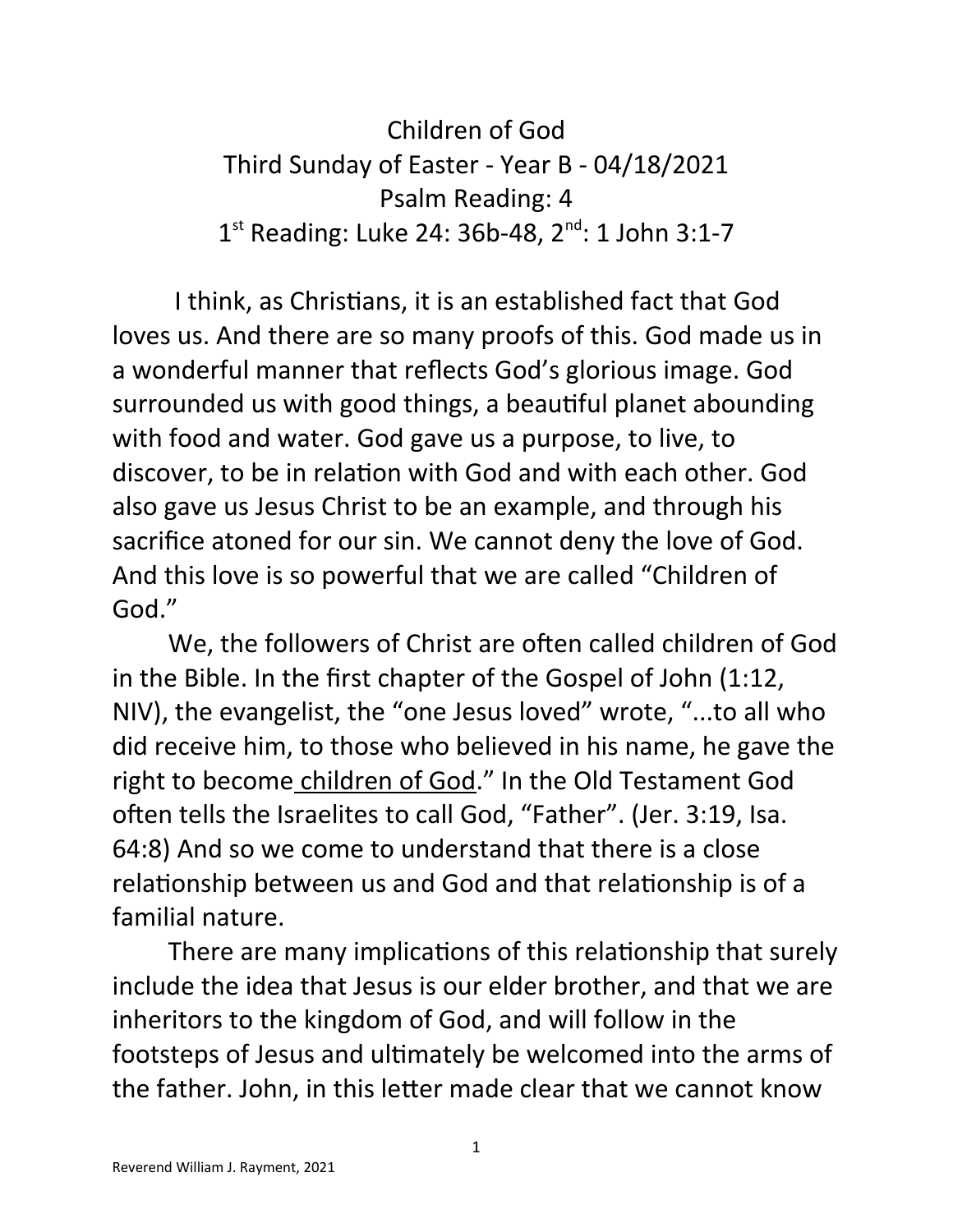# Children of God

Third Sunday of Easter - Year B - 04/18/2021

Psalm Reading: 4

1st Reading: Luke 24: 36b-48, 2nd: 1 John 3:1-7

I think, as Christians, it is an established fact that God loves us. And there are so many proofs of this. God made us in a wonderful manner that reflects God's glorious image. God surrounded us with good things, a beautiful planet abounding with food and water. God gave us a purpose, to live, to discover, to be in relation with God and with each other. God also gave us Jesus Christ to be an example, and through his sacrifice atoned for our sin. We cannot deny the love of God. And this love is so powerful that we are called "Children of God."

We, the followers of Christ are often called children of God in the Bible. In the first chapter of the Gospel of John (1:12, NIV), the evangelist, the "one Jesus loved" wrote, "...to all who did receive him, to those who believed in his name, he gave the right to become children of God." In the Old Testament God often tells the Israelites to call God, "Father". (Jer. 3:19, Isa. 64:8) And so we come to understand that there is a close relationship between us and God and that relationship is of a familial nature.

There are many implications of this relationship that surely include the idea that Jesus is our elder brother, and that we are inheritors to the kingdom of God, and will follow in the footsteps of Jesus and ultimately be welcomed into the arms of the father. John, in this letter made clear that we cannot know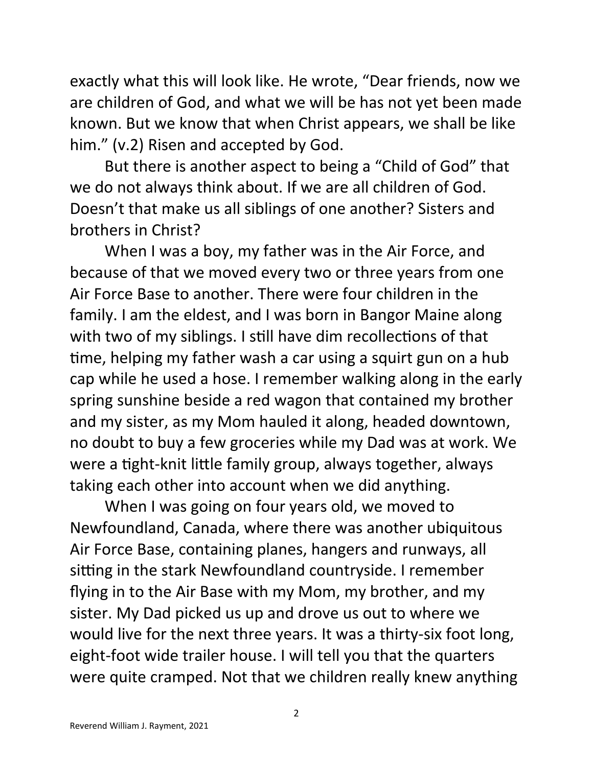exactly what this will look like. He wrote, "Dear friends, now we are children of God, and what we will be has not yet been made known. But we know that when Christ appears, we shall be like him." (v.2) Risen and accepted by God.

But there is another aspect to being a "Child of God" that we do not always think about. If we are all children of God. Doesn't that make us all siblings of one another? Sisters and brothers in Christ?

When I was a boy, my father was in the Air Force, and because of that we moved every two or three years from one Air Force Base to another. There were four children in the family. I am the eldest, and I was born in Bangor Maine along with two of my siblings. I still have dim recollections of that time, helping my father wash a car using a squirt gun on a hub cap while he used a hose. I remember walking along in the early spring sunshine beside a red wagon that contained my brother and my sister, as my Mom hauled it along, headed downtown, no doubt to buy a few groceries while my Dad was at work. We were a tight-knit little family group, always together, always taking each other into account when we did anything.

When I was going on four years old, we moved to Newfoundland, Canada, where there was another ubiquitous Air Force Base, containing planes, hangers and runways, all sitting in the stark Newfoundland countryside. I remember flying in to the Air Base with my Mom, my brother, and my sister. My Dad picked us up and drove us out to where we would live for the next three years. It was a thirty-six foot long, eight-foot wide trailer house. I will tell you that the quarters were quite cramped. Not that we children really knew anything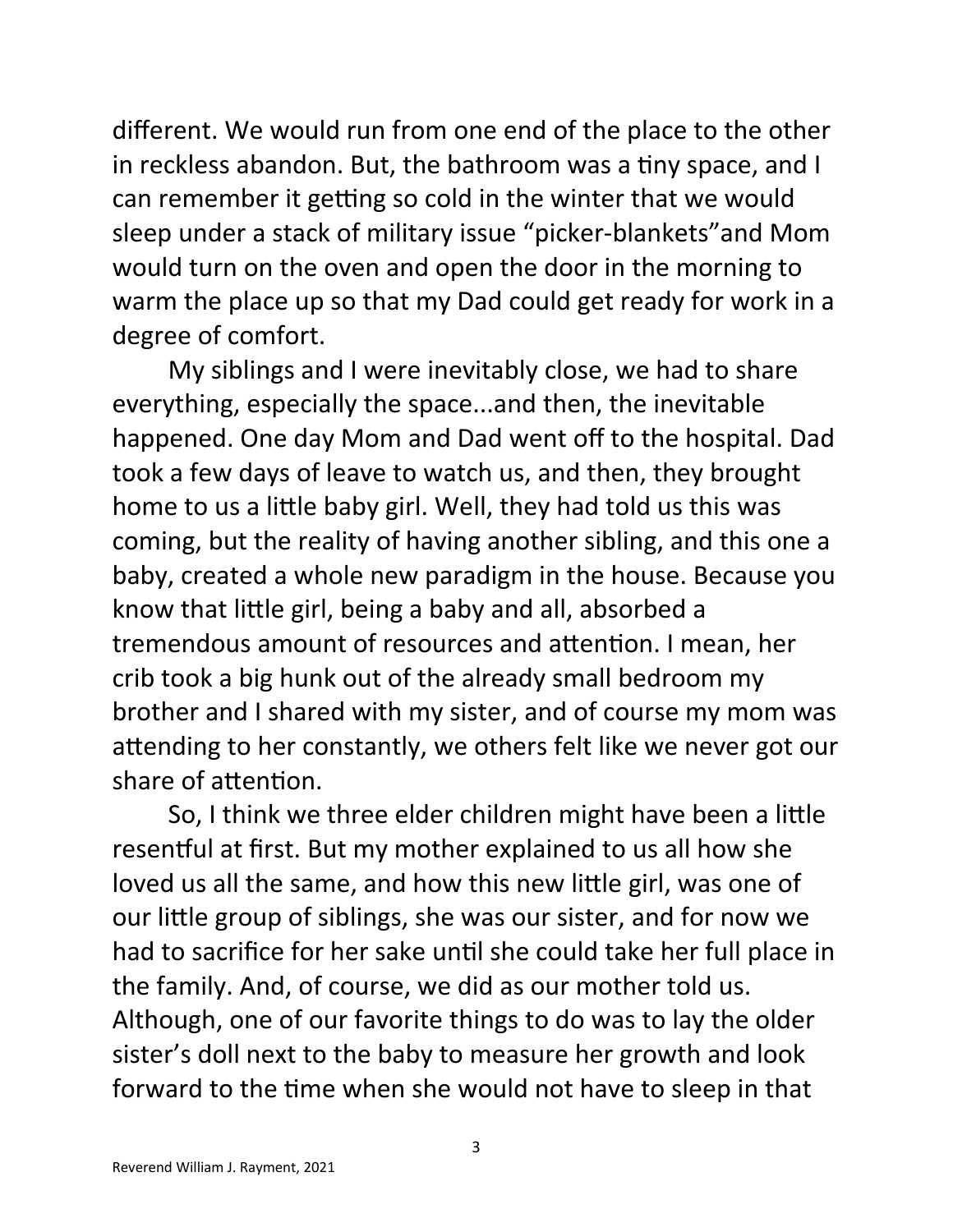different. We would run from one end of the place to the other in reckless abandon. But, the bathroom was a tiny space, and I can remember it getting so cold in the winter that we would sleep under a stack of military issue "picker-blankets"and Mom would turn on the oven and open the door in the morning to warm the place up so that my Dad could get ready for work in a degree of comfort.

My siblings and I were inevitably close, we had to share everything, especially the space...and then, the inevitable happened. One day Mom and Dad went off to the hospital. Dad took a few days of leave to watch us, and then, they brought home to us a little baby girl. Well, they had told us this was coming, but the reality of having another sibling, and this one a baby, created a whole new paradigm in the house. Because you know that little girl, being a baby and all, absorbed a tremendous amount of resources and attention. I mean, her crib took a big hunk out of the already small bedroom my brother and I shared with my sister, and of course my mom was attending to her constantly, we others felt like we never got our share of attention.

So, I think we three elder children might have been a little resentful at first. But my mother explained to us all how she loved us all the same, and how this new little girl, was one of our little group of siblings, she was our sister, and for now we had to sacrifice for her sake until she could take her full place in the family. And, of course, we did as our mother told us. Although, one of our favorite things to do was to lay the older sister's doll next to the baby to measure her growth and look forward to the time when she would not have to sleep in that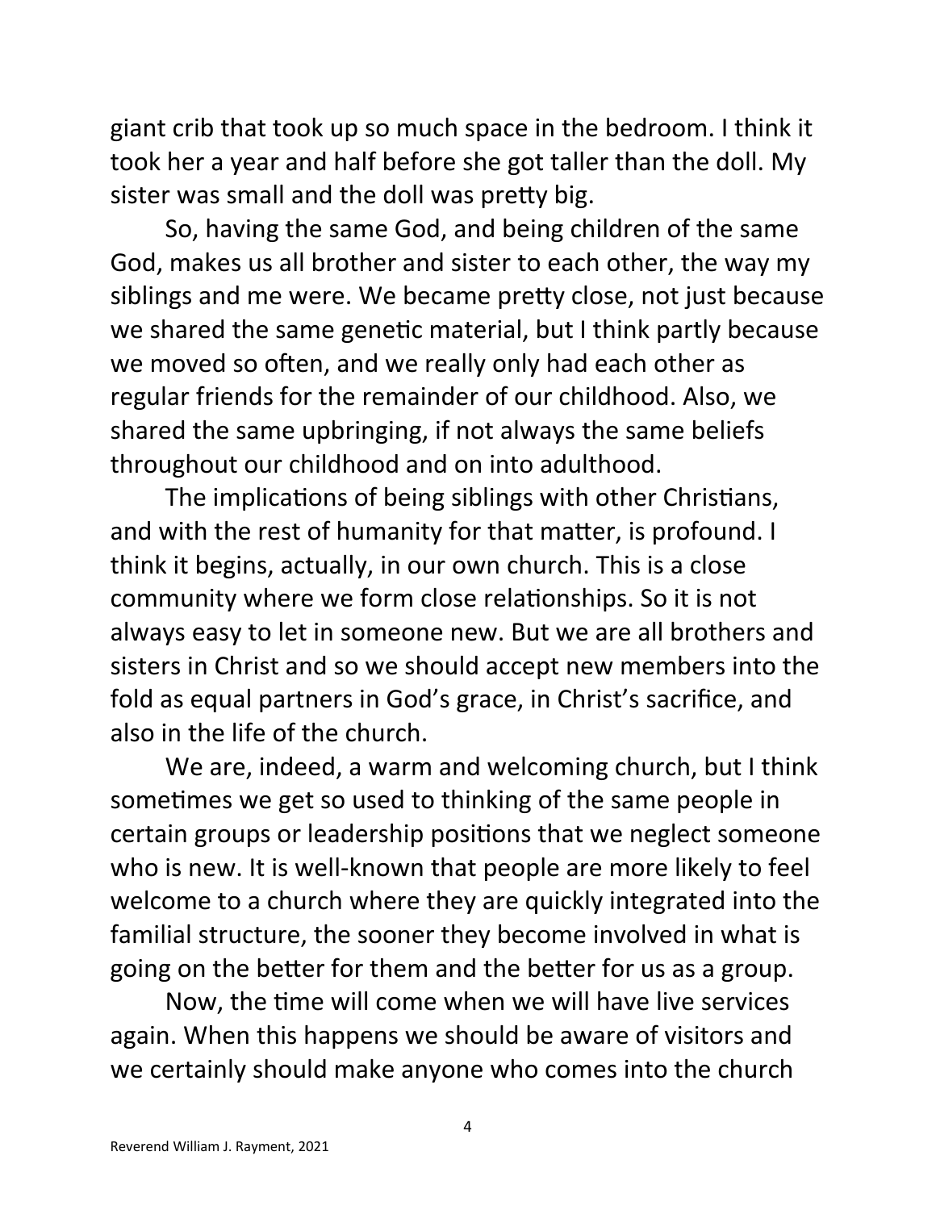giant crib that took up so much space in the bedroom. I think it took her a year and half before she got taller than the doll. My sister was small and the doll was pretty big.

So, having the same God, and being children of the same God, makes us all brother and sister to each other, the way my siblings and me were. We became pretty close, not just because we shared the same genetic material, but I think partly because we moved so often, and we really only had each other as regular friends for the remainder of our childhood. Also, we shared the same upbringing, if not always the same beliefs throughout our childhood and on into adulthood.

The implications of being siblings with other Christians, and with the rest of humanity for that matter, is profound. I think it begins, actually, in our own church. This is a close community where we form close relationships. So it is not always easy to let in someone new. But we are all brothers and sisters in Christ and so we should accept new members into the fold as equal partners in God's grace, in Christ's sacrifice, and also in the life of the church.

We are, indeed, a warm and welcoming church, but I think sometimes we get so used to thinking of the same people in certain groups or leadership positions that we neglect someone who is new. It is well-known that people are more likely to feel welcome to a church where they are quickly integrated into the familial structure, the sooner they become involved in what is going on the better for them and the better for us as a group.

Now, the time will come when we will have live services again. When this happens we should be aware of visitors and we certainly should make anyone who comes into the church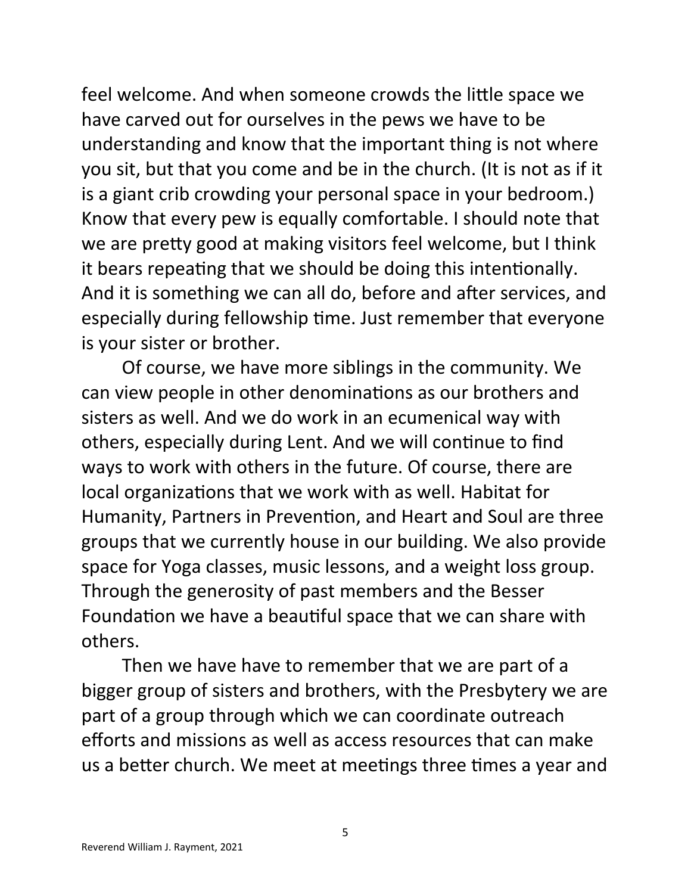feel welcome. And when someone crowds the little space we have carved out for ourselves in the pews we have to be understanding and know that the important thing is not where you sit, but that you come and be in the church. (It is not as if it is a giant crib crowding your personal space in your bedroom.) Know that every pew is equally comfortable. I should note that we are pretty good at making visitors feel welcome, but I think it bears repeating that we should be doing this intentionally. And it is something we can all do, before and after services, and especially during fellowship time. Just remember that everyone is your sister or brother.

Of course, we have more siblings in the community. We can view people in other denominations as our brothers and sisters as well. And we do work in an ecumenical way with others, especially during Lent. And we will continue to find ways to work with others in the future. Of course, there are local organizations that we work with as well. Habitat for Humanity, Partners in Prevention, and Heart and Soul are three groups that we currently house in our building. We also provide space for Yoga classes, music lessons, and a weight loss group. Through the generosity of past members and the Besser Foundation we have a beautiful space that we can share with others.

Then we have have to remember that we are part of a bigger group of sisters and brothers, with the Presbytery we are part of a group through which we can coordinate outreach efforts and missions as well as access resources that can make us a better church. We meet at meetings three times a year and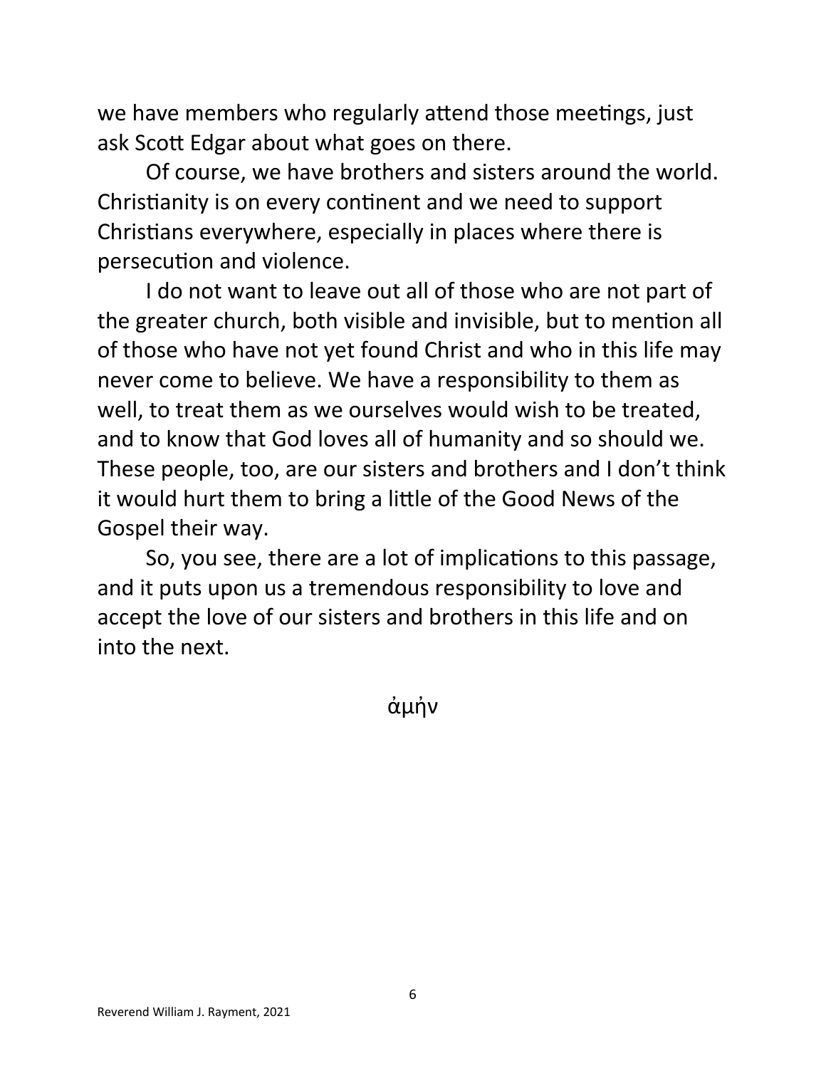we have members who regularly attend those meetings, just ask Scott Edgar about what goes on there.

Of course, we have brothers and sisters around the world. Christianity is on every continent and we need to support Christians everywhere, especially in places where there is persecution and violence.

I do not want to leave out all of those who are not part of the greater church, both visible and invisible, but to mention all of those who have not yet found Christ and who in this life may never come to believe. We have a responsibility to them as well, to treat them as we ourselves would wish to be treated, and to know that God loves all of humanity and so should we. These people, too, are our sisters and brothers and I don't think it would hurt them to bring a little of the Good News of the Gospel their way.

So, you see, there are a lot of implications to this passage, and it puts upon us a tremendous responsibility to love and accept the love of our sisters and brothers in this life and on into the next.

ἀμὴν